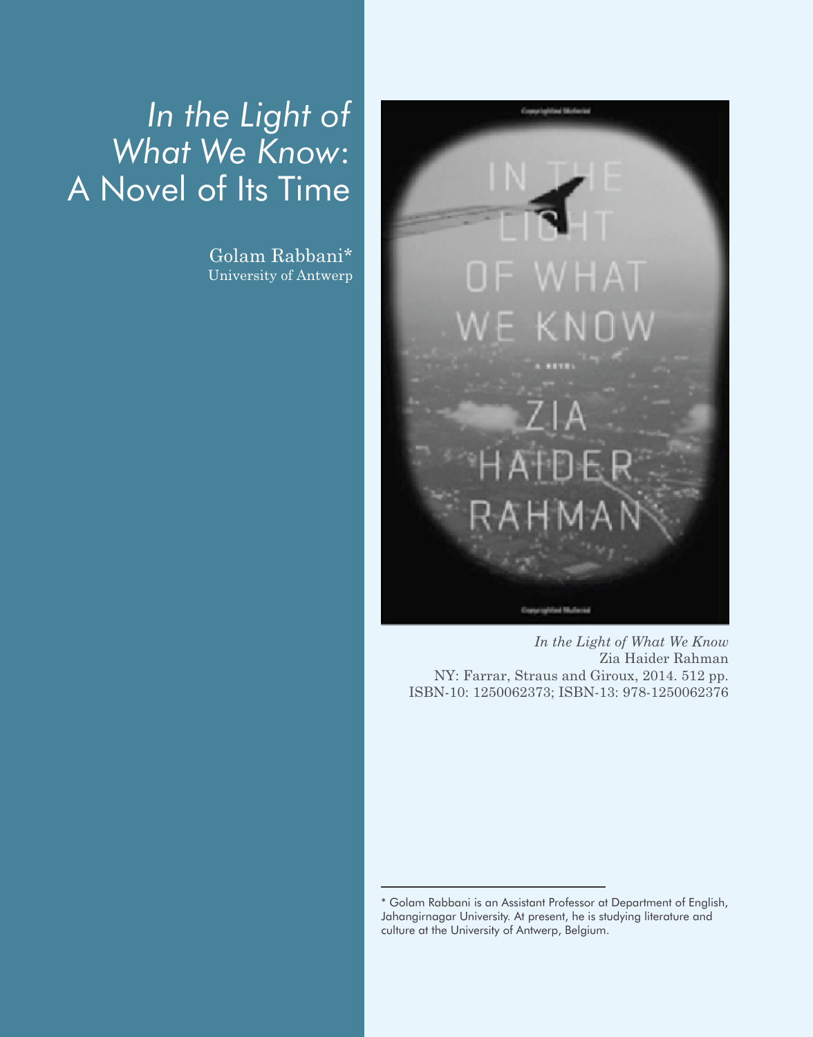# *In the Light of What We Know*: A Novel of Its Time

Golam Rabbani*
University of Antwerp

*In the Light of What We Know*
Zia Haider Rahman
NY: Farrar, Straus and Giroux, 2014. 512 pp.
ISBN-10: 1250062373; ISBN-13: 978-1250062376

---

* Golam Rabbani is an Assistant Professor at Department of English, Jahangirnagar University. At present, he is studying literature and culture at the University of Antwerp, Belgium.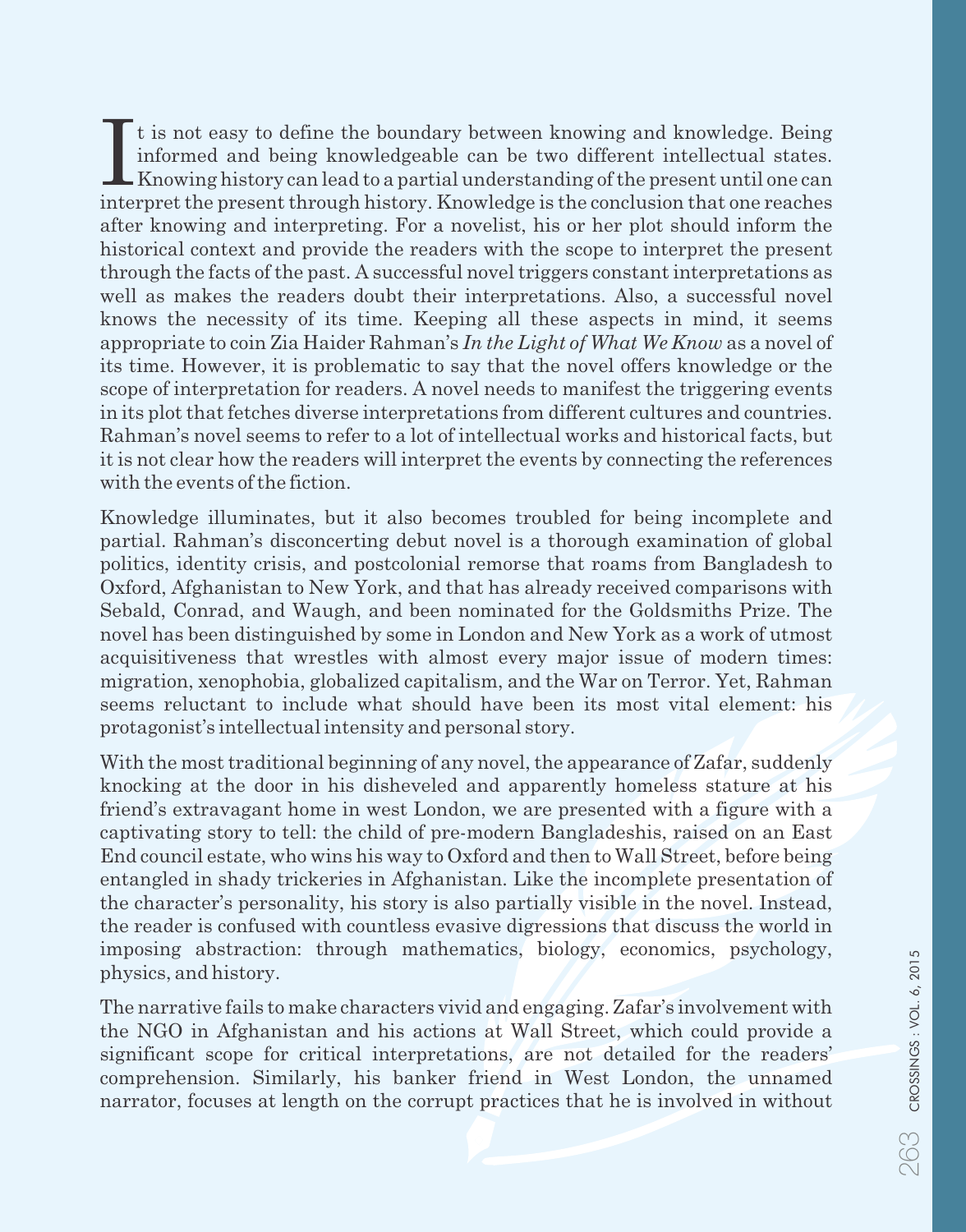It is not easy to define the boundary between knowing and knowledge. Being informed and being knowledgeable can be two different intellectual states. Knowing history can lead to a partial understanding of the present until one can interpret the present through history. Knowledge is the conclusion that one reaches after knowing and interpreting. For a novelist, his or her plot should inform the historical context and provide the readers with the scope to interpret the present through the facts of the past. A successful novel triggers constant interpretations as well as makes the readers doubt their interpretations. Also, a successful novel knows the necessity of its time. Keeping all these aspects in mind, it seems appropriate to coin Zia Haider Rahman's *In the Light of What We Know* as a novel of its time. However, it is problematic to say that the novel offers knowledge or the scope of interpretation for readers. A novel needs to manifest the triggering events in its plot that fetches diverse interpretations from different cultures and countries. Rahman's novel seems to refer to a lot of intellectual works and historical facts, but it is not clear how the readers will interpret the events by connecting the references with the events of the fiction.

Knowledge illuminates, but it also becomes troubled for being incomplete and partial. Rahman's disconcerting debut novel is a thorough examination of global politics, identity crisis, and postcolonial remorse that roams from Bangladesh to Oxford, Afghanistan to New York, and that has already received comparisons with Sebald, Conrad, and Waugh, and been nominated for the Goldsmiths Prize. The novel has been distinguished by some in London and New York as a work of utmost acquisitiveness that wrestles with almost every major issue of modern times: migration, xenophobia, globalized capitalism, and the War on Terror. Yet, Rahman seems reluctant to include what should have been its most vital element: his protagonist's intellectual intensity and personal story.

With the most traditional beginning of any novel, the appearance of Zafar, suddenly knocking at the door in his disheveled and apparently homeless stature at his friend's extravagant home in west London, we are presented with a figure with a captivating story to tell: the child of pre-modern Bangladeshis, raised on an East End council estate, who wins his way to Oxford and then to Wall Street, before being entangled in shady trickeries in Afghanistan. Like the incomplete presentation of the character's personality, his story is also partially visible in the novel. Instead, the reader is confused with countless evasive digressions that discuss the world in imposing abstraction: through mathematics, biology, economics, psychology, physics, and history.

The narrative fails to make characters vivid and engaging. Zafar's involvement with the NGO in Afghanistan and his actions at Wall Street, which could provide a significant scope for critical interpretations, are not detailed for the readers' comprehension. Similarly, his banker friend in West London, the unnamed narrator, focuses at length on the corrupt practices that he is involved in without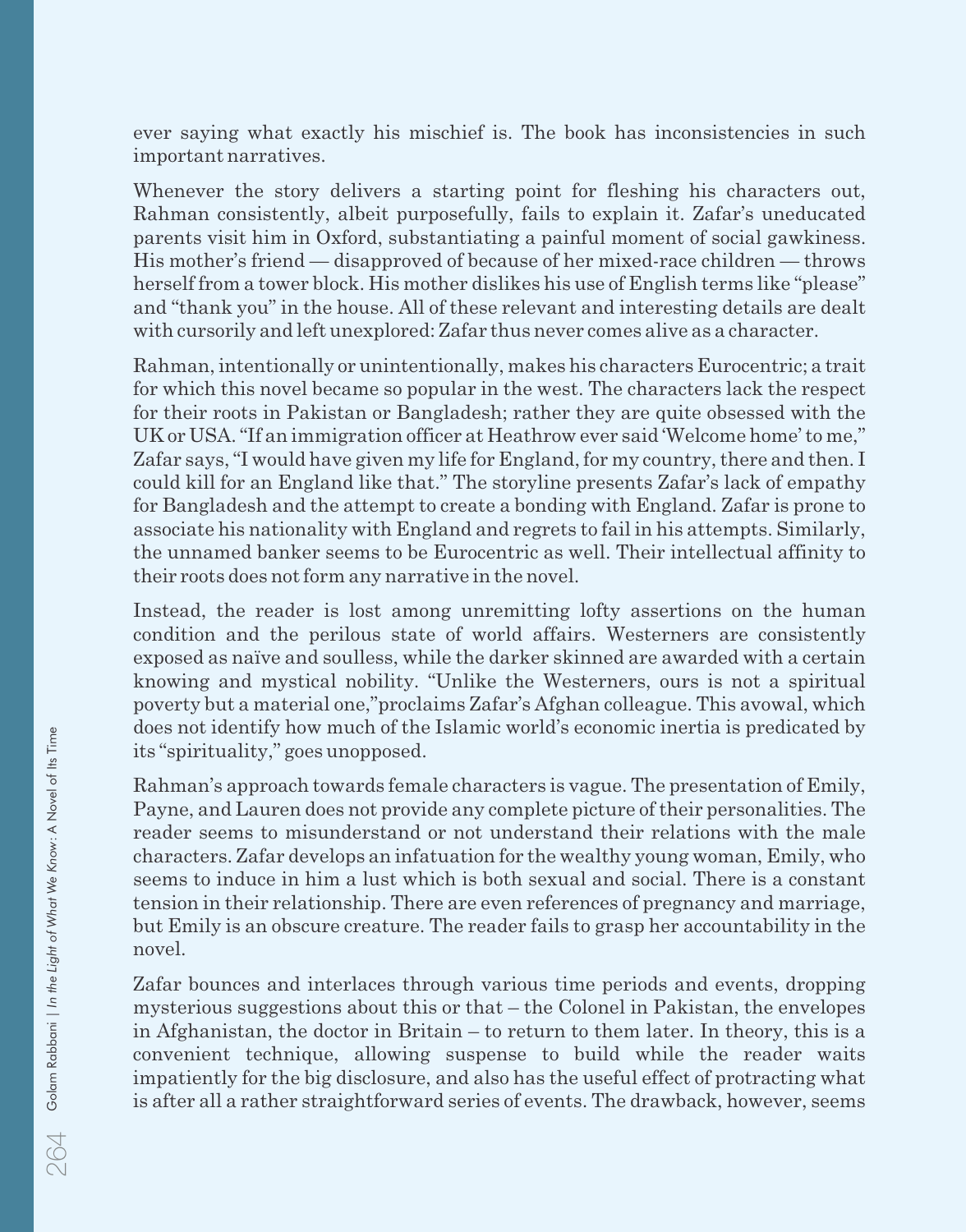ever saying what exactly his mischief is. The book has inconsistencies in such important narratives.

Whenever the story delivers a starting point for fleshing his characters out, Rahman consistently, albeit purposefully, fails to explain it. Zafar's uneducated parents visit him in Oxford, substantiating a painful moment of social gawkiness. His mother's friend — disapproved of because of her mixed-race children — throws herself from a tower block. His mother dislikes his use of English terms like "please" and "thank you" in the house. All of these relevant and interesting details are dealt with cursorily and left unexplored: Zafar thus never comes alive as a character.

Rahman, intentionally or unintentionally, makes his characters Eurocentric; a trait for which this novel became so popular in the west. The characters lack the respect for their roots in Pakistan or Bangladesh; rather they are quite obsessed with the UK or USA. "If an immigration officer at Heathrow ever said 'Welcome home' to me," Zafar says, "I would have given my life for England, for my country, there and then. I could kill for an England like that." The storyline presents Zafar's lack of empathy for Bangladesh and the attempt to create a bonding with England. Zafar is prone to associate his nationality with England and regrets to fail in his attempts. Similarly, the unnamed banker seems to be Eurocentric as well. Their intellectual affinity to their roots does not form any narrative in the novel.

Instead, the reader is lost among unremitting lofty assertions on the human condition and the perilous state of world affairs. Westerners are consistently exposed as naïve and soulless, while the darker skinned are awarded with a certain knowing and mystical nobility. "Unlike the Westerners, ours is not a spiritual poverty but a material one,"proclaims Zafar's Afghan colleague. This avowal, which does not identify how much of the Islamic world's economic inertia is predicated by its "spirituality," goes unopposed.

Rahman's approach towards female characters is vague. The presentation of Emily, Payne, and Lauren does not provide any complete picture of their personalities. The reader seems to misunderstand or not understand their relations with the male characters. Zafar develops an infatuation for the wealthy young woman, Emily, who seems to induce in him a lust which is both sexual and social. There is a constant tension in their relationship. There are even references of pregnancy and marriage, but Emily is an obscure creature. The reader fails to grasp her accountability in the novel.

Zafar bounces and interlaces through various time periods and events, dropping mysterious suggestions about this or that – the Colonel in Pakistan, the envelopes in Afghanistan, the doctor in Britain – to return to them later. In theory, this is a convenient technique, allowing suspense to build while the reader waits impatiently for the big disclosure, and also has the useful effect of protracting what is after all a rather straightforward series of events. The drawback, however, seems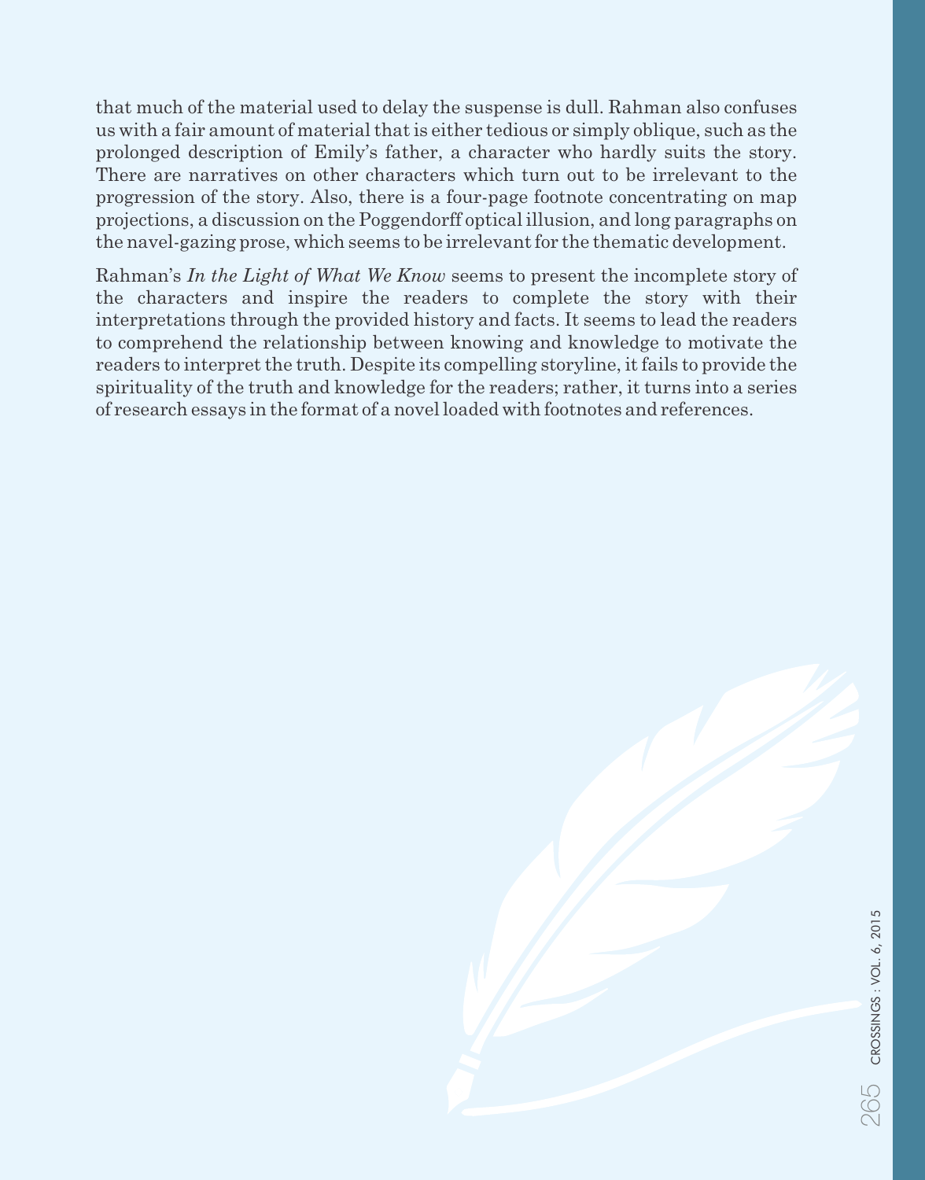that much of the material used to delay the suspense is dull. Rahman also confuses us with a fair amount of material that is either tedious or simply oblique, such as the prolonged description of Emily's father, a character who hardly suits the story. There are narratives on other characters which turn out to be irrelevant to the progression of the story. Also, there is a four-page footnote concentrating on map projections, a discussion on the Poggendorff optical illusion, and long paragraphs on the navel-gazing prose, which seems to be irrelevant for the thematic development.

Rahman's *In the Light of What We Know* seems to present the incomplete story of the characters and inspire the readers to complete the story with their interpretations through the provided history and facts. It seems to lead the readers to comprehend the relationship between knowing and knowledge to motivate the readers to interpret the truth. Despite its compelling storyline, it fails to provide the spirituality of the truth and knowledge for the readers; rather, it turns into a series of research essays in the format of a novel loaded with footnotes and references.